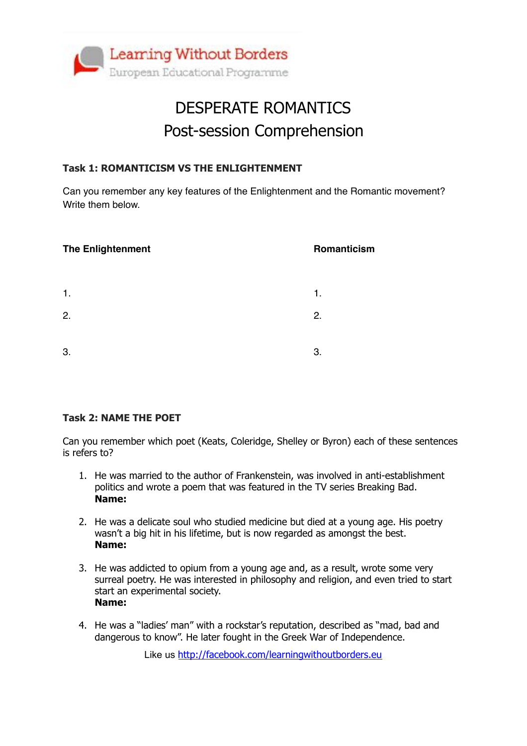Learning Without Borders
European Educational Programme

# DESPERATE ROMANTICS
## Post-session Comprehension

### Task 1: ROMANTICISM VS THE ENLIGHTENMENT

Can you remember any key features of the Enlightenment and the Romantic movement? Write them below.

| **The Enlightenment** | **Romanticism** |
|---|---|
| 1. | 1. |
| 2. | 2. |
| 3. | 3. |

### Task 2: NAME THE POET

Can you remember which poet (Keats, Coleridge, Shelley or Byron) each of these sentences is refers to?

1. He was married to the author of Frankenstein, was involved in anti-establishment politics and wrote a poem that was featured in the TV series Breaking Bad.
   **Name:**

2. He was a delicate soul who studied medicine but died at a young age. His poetry wasn't a big hit in his lifetime, but is now regarded as amongst the best.
   **Name:**

3. He was addicted to opium from a young age and, as a result, wrote some very surreal poetry. He was interested in philosophy and religion, and even tried to start start an experimental society.
   **Name:**

4. He was a "ladies' man" with a rockstar's reputation, described as "mad, bad and dangerous to know". He later fought in the Greek War of Independence.

Like us http://facebook.com/learningwithoutborders.eu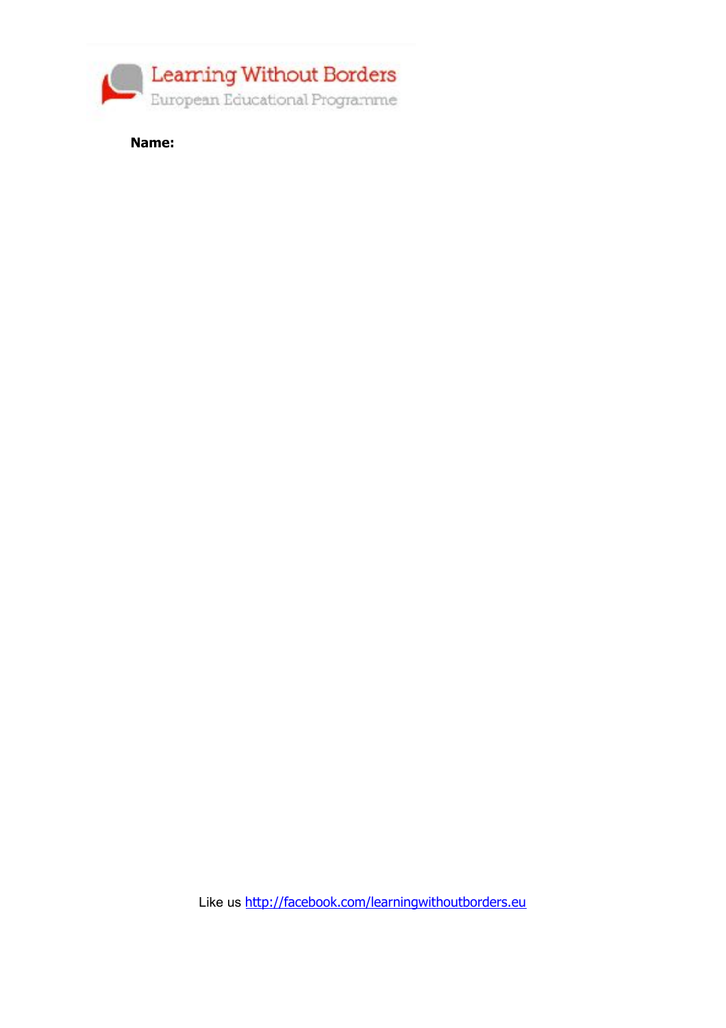Learning Without Borders

European Educational Programme

**Name:**

Like us http://facebook.com/learningwithoutborders.eu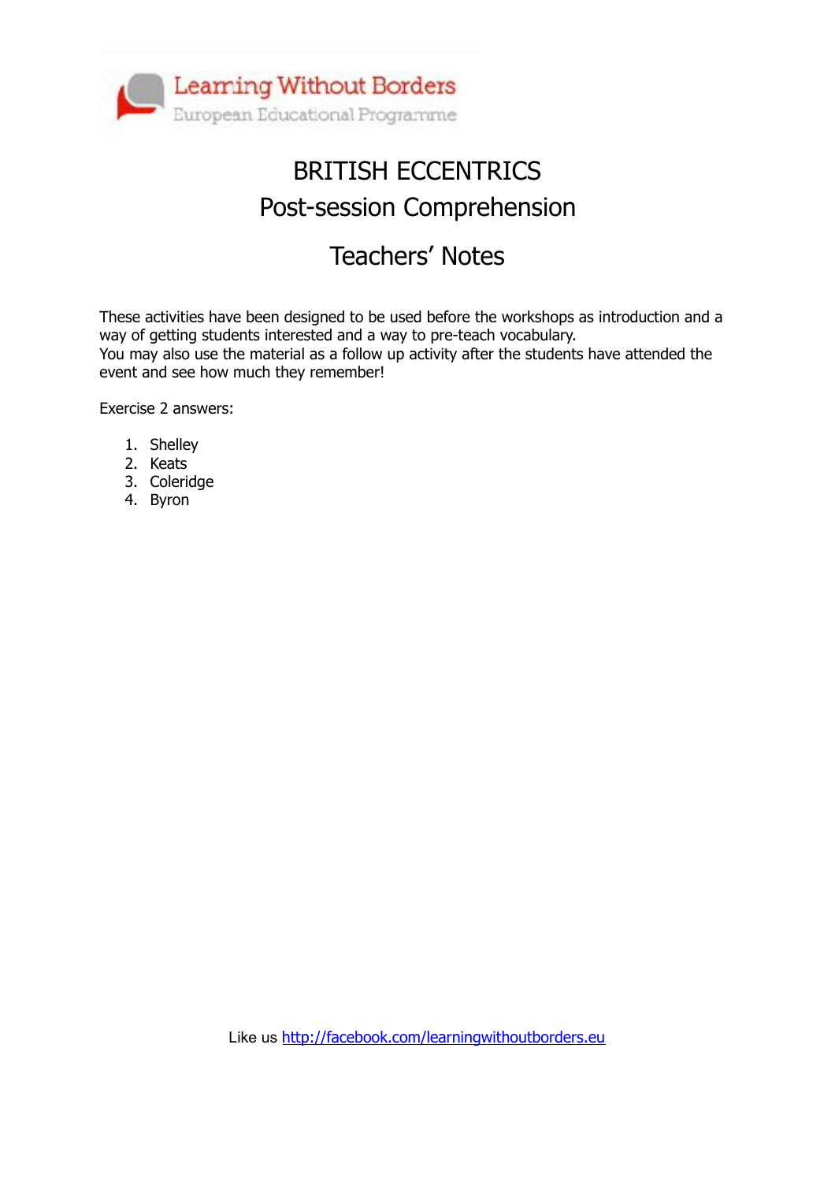Learning Without Borders
European Educational Programme

# BRITISH ECCENTRICS

## Post-session Comprehension

## Teachers' Notes

These activities have been designed to be used before the workshops as introduction and a way of getting students interested and a way to pre-teach vocabulary.
You may also use the material as a follow up activity after the students have attended the event and see how much they remember!

Exercise 2 answers:

1. Shelley
2. Keats
3. Coleridge
4. Byron

Like us http://facebook.com/learningwithoutborders.eu